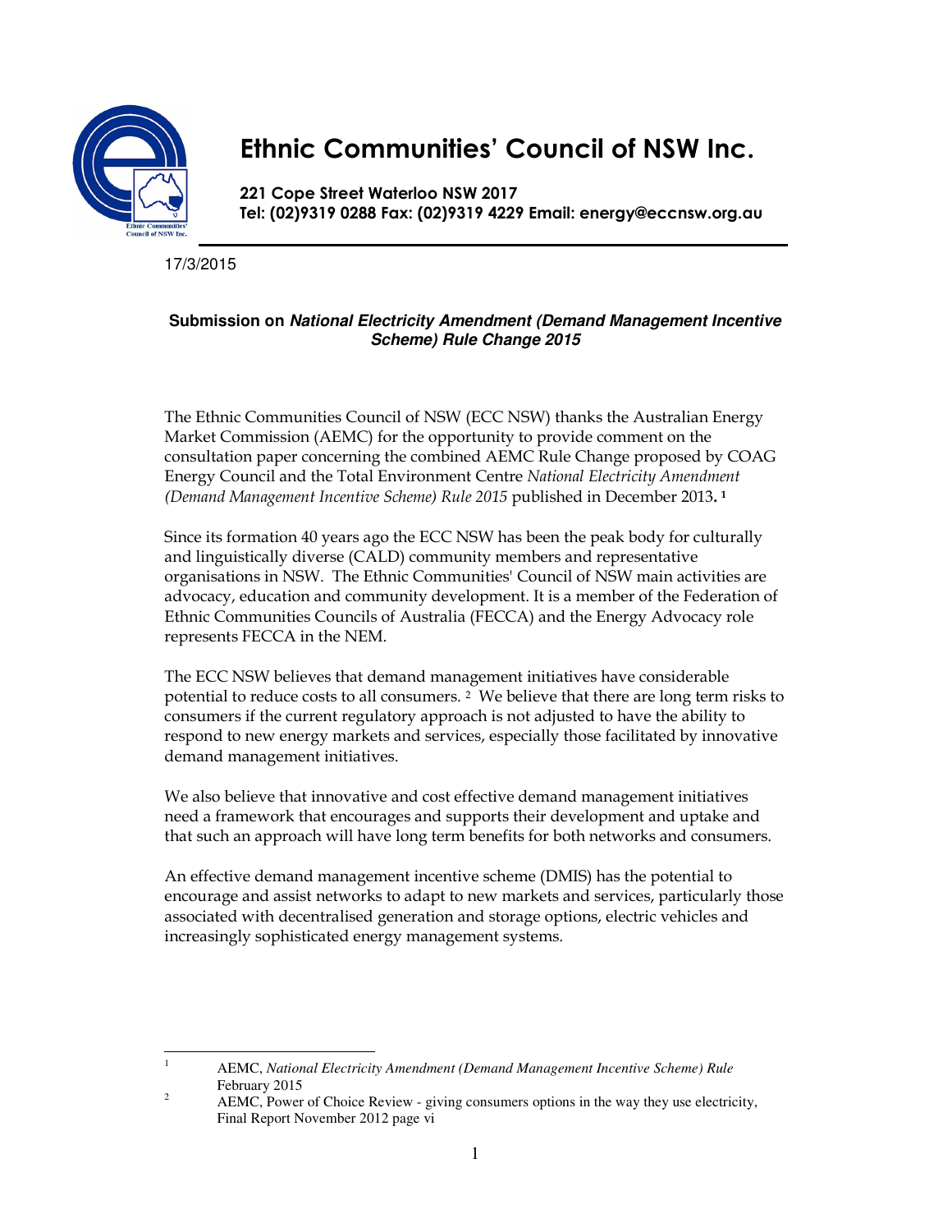# Ethnic Communities' Council of NSW Inc.

**221 Cope Street Waterloo NSW 2017**
**Tel: (02)9319 0288 Fax: (02)9319 4229 Email: energy@eccnsw.org.au**

17/3/2015

**Submission on *National Electricity Amendment (Demand Management Incentive Scheme) Rule Change 2015***

The Ethnic Communities Council of NSW (ECC NSW) thanks the Australian Energy Market Commission (AEMC) for the opportunity to provide comment on the consultation paper concerning the combined AEMC Rule Change proposed by COAG Energy Council and the Total Environment Centre *National Electricity Amendment (Demand Management Incentive Scheme) Rule 2015* published in December 2013**.** [1]

Since its formation 40 years ago the ECC NSW has been the peak body for culturally and linguistically diverse (CALD) community members and representative organisations in NSW. The Ethnic Communities' Council of NSW main activities are advocacy, education and community development. It is a member of the Federation of Ethnic Communities Councils of Australia (FECCA) and the Energy Advocacy role represents FECCA in the NEM.

The ECC NSW believes that demand management initiatives have considerable potential to reduce costs to all consumers. [2] We believe that there are long term risks to consumers if the current regulatory approach is not adjusted to have the ability to respond to new energy markets and services, especially those facilitated by innovative demand management initiatives.

We also believe that innovative and cost effective demand management initiatives need a framework that encourages and supports their development and uptake and that such an approach will have long term benefits for both networks and consumers.

An effective demand management incentive scheme (DMIS) has the potential to encourage and assist networks to adapt to new markets and services, particularly those associated with decentralised generation and storage options, electric vehicles and increasingly sophisticated energy management systems.

---

[1] AEMC, *National Electricity Amendment (Demand Management Incentive Scheme) Rule* February 2015

[2] AEMC, Power of Choice Review - giving consumers options in the way they use electricity, Final Report November 2012 page vi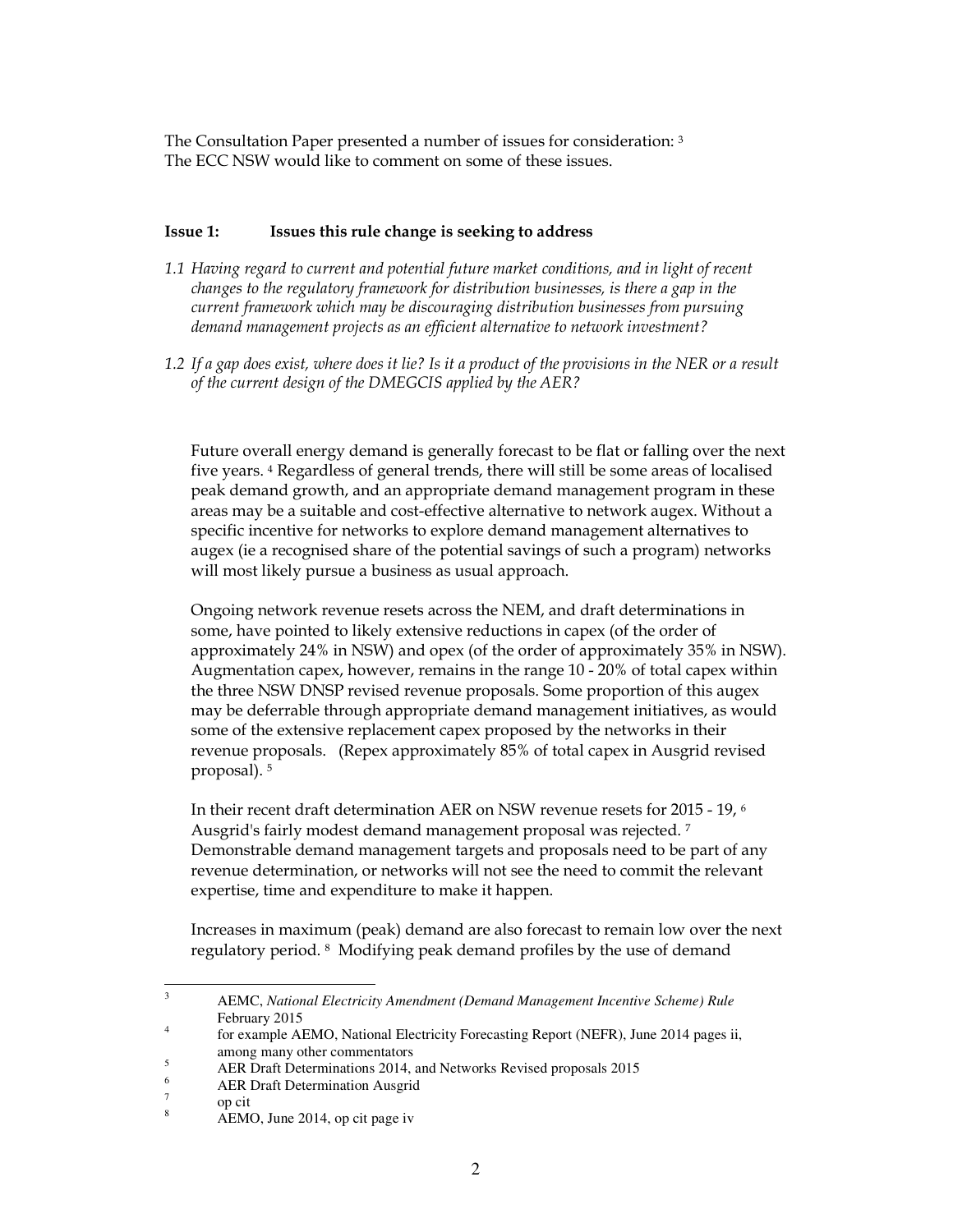The Consultation Paper presented a number of issues for consideration: [3]
The ECC NSW would like to comment on some of these issues.

**Issue 1: Issues this rule change is seeking to address**

*1.1 Having regard to current and potential future market conditions, and in light of recent changes to the regulatory framework for distribution businesses, is there a gap in the current framework which may be discouraging distribution businesses from pursuing demand management projects as an efficient alternative to network investment?*

*1.2 If a gap does exist, where does it lie? Is it a product of the provisions in the NER or a result of the current design of the DMEGCIS applied by the AER?*

Future overall energy demand is generally forecast to be flat or falling over the next five years. [4] Regardless of general trends, there will still be some areas of localised peak demand growth, and an appropriate demand management program in these areas may be a suitable and cost-effective alternative to network augex. Without a specific incentive for networks to explore demand management alternatives to augex (ie a recognised share of the potential savings of such a program) networks will most likely pursue a business as usual approach.

Ongoing network revenue resets across the NEM, and draft determinations in some, have pointed to likely extensive reductions in capex (of the order of approximately 24% in NSW) and opex (of the order of approximately 35% in NSW). Augmentation capex, however, remains in the range 10 - 20% of total capex within the three NSW DNSP revised revenue proposals. Some proportion of this augex may be deferrable through appropriate demand management initiatives, as would some of the extensive replacement capex proposed by the networks in their revenue proposals. (Repex approximately 85% of total capex in Ausgrid revised proposal). [5]

In their recent draft determination AER on NSW revenue resets for 2015 - 19, [6] Ausgrid's fairly modest demand management proposal was rejected. [7] Demonstrable demand management targets and proposals need to be part of any revenue determination, or networks will not see the need to commit the relevant expertise, time and expenditure to make it happen.

Increases in maximum (peak) demand are also forecast to remain low over the next regulatory period. [8] Modifying peak demand profiles by the use of demand

---

[3] AEMC, *National Electricity Amendment (Demand Management Incentive Scheme) Rule* February 2015

[4] for example AEMO, National Electricity Forecasting Report (NEFR), June 2014 pages ii, among many other commentators

[5] AER Draft Determinations 2014, and Networks Revised proposals 2015

[6] AER Draft Determination Ausgrid

[7] op cit

[8] AEMO, June 2014, op cit page iv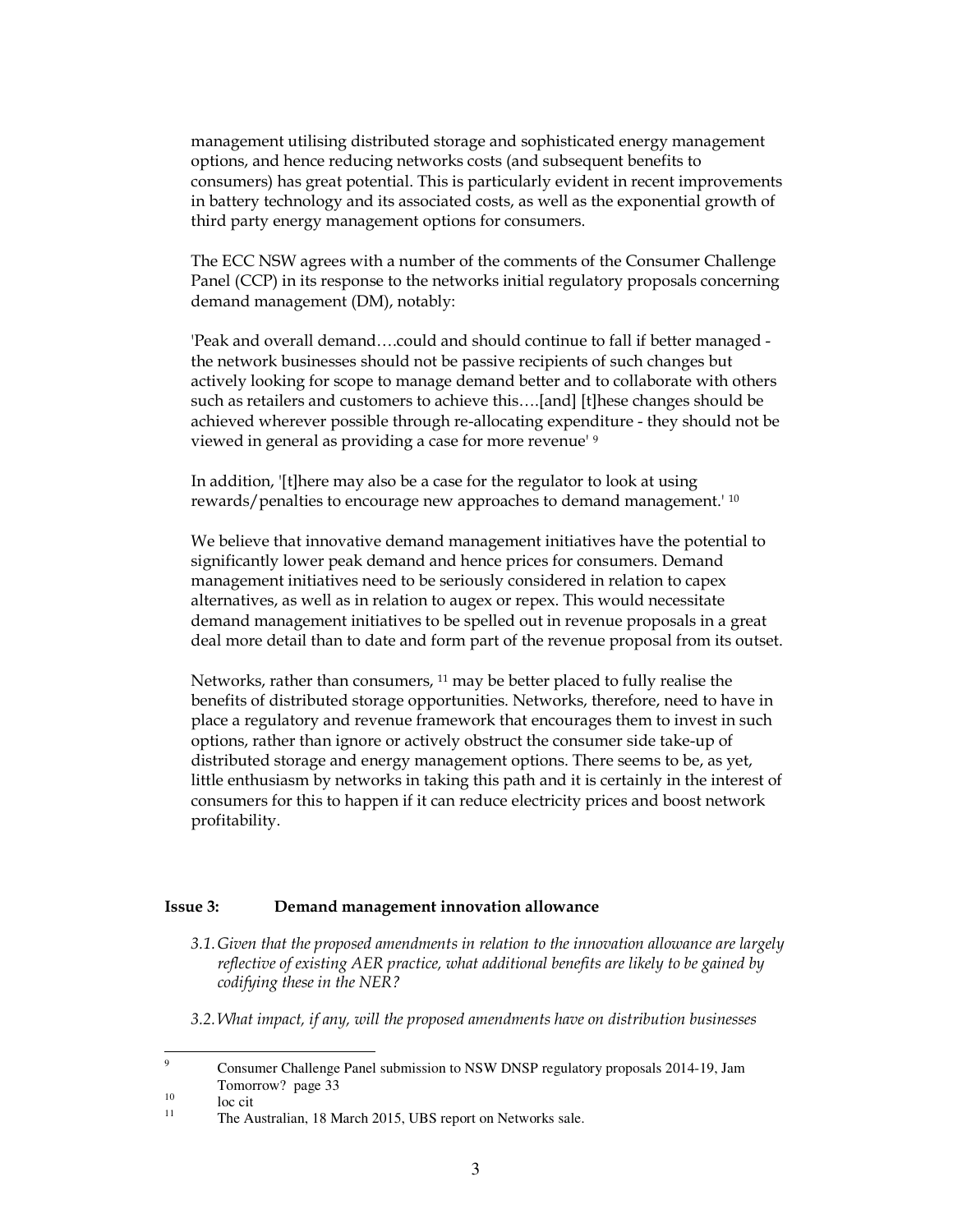management utilising distributed storage and sophisticated energy management options, and hence reducing networks costs (and subsequent benefits to consumers) has great potential. This is particularly evident in recent improvements in battery technology and its associated costs, as well as the exponential growth of third party energy management options for consumers.

The ECC NSW agrees with a number of the comments of the Consumer Challenge Panel (CCP) in its response to the networks initial regulatory proposals concerning demand management (DM), notably:

'Peak and overall demand….could and should continue to fall if better managed - the network businesses should not be passive recipients of such changes but actively looking for scope to manage demand better and to collaborate with others such as retailers and customers to achieve this….[and] [t]hese changes should be achieved wherever possible through re-allocating expenditure - they should not be viewed in general as providing a case for more revenue' [9]

In addition, '[t]here may also be a case for the regulator to look at using rewards/penalties to encourage new approaches to demand management.' [10]

We believe that innovative demand management initiatives have the potential to significantly lower peak demand and hence prices for consumers. Demand management initiatives need to be seriously considered in relation to capex alternatives, as well as in relation to augex or repex. This would necessitate demand management initiatives to be spelled out in revenue proposals in a great deal more detail than to date and form part of the revenue proposal from its outset.

Networks, rather than consumers, [11] may be better placed to fully realise the benefits of distributed storage opportunities. Networks, therefore, need to have in place a regulatory and revenue framework that encourages them to invest in such options, rather than ignore or actively obstruct the consumer side take-up of distributed storage and energy management options. There seems to be, as yet, little enthusiasm by networks in taking this path and it is certainly in the interest of consumers for this to happen if it can reduce electricity prices and boost network profitability.

**Issue 3: Demand management innovation allowance**

*3.1. Given that the proposed amendments in relation to the innovation allowance are largely reflective of existing AER practice, what additional benefits are likely to be gained by codifying these in the NER?*

*3.2. What impact, if any, will the proposed amendments have on distribution businesses*

---

[9] Consumer Challenge Panel submission to NSW DNSP regulatory proposals 2014-19, Jam Tomorrow? page 33

[10] loc cit

[11] The Australian, 18 March 2015, UBS report on Networks sale.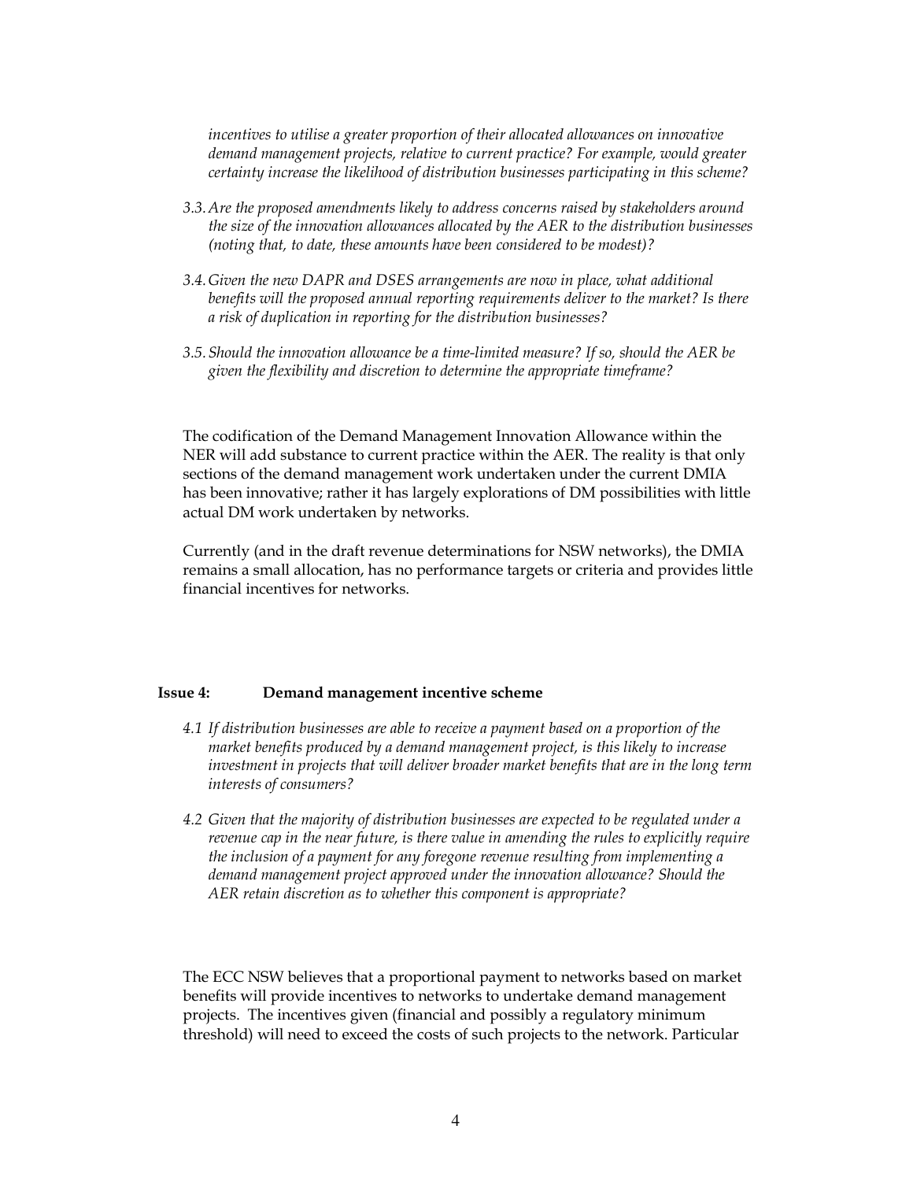*incentives to utilise a greater proportion of their allocated allowances on innovative demand management projects, relative to current practice? For example, would greater certainty increase the likelihood of distribution businesses participating in this scheme?*

*3.3. Are the proposed amendments likely to address concerns raised by stakeholders around the size of the innovation allowances allocated by the AER to the distribution businesses (noting that, to date, these amounts have been considered to be modest)?*

*3.4. Given the new DAPR and DSES arrangements are now in place, what additional benefits will the proposed annual reporting requirements deliver to the market? Is there a risk of duplication in reporting for the distribution businesses?*

*3.5. Should the innovation allowance be a time-limited measure? If so, should the AER be given the flexibility and discretion to determine the appropriate timeframe?*

The codification of the Demand Management Innovation Allowance within the NER will add substance to current practice within the AER. The reality is that only sections of the demand management work undertaken under the current DMIA has been innovative; rather it has largely explorations of DM possibilities with little actual DM work undertaken by networks.

Currently (and in the draft revenue determinations for NSW networks), the DMIA remains a small allocation, has no performance targets or criteria and provides little financial incentives for networks.

**Issue 4: Demand management incentive scheme**

*4.1 If distribution businesses are able to receive a payment based on a proportion of the market benefits produced by a demand management project, is this likely to increase investment in projects that will deliver broader market benefits that are in the long term interests of consumers?*

*4.2 Given that the majority of distribution businesses are expected to be regulated under a revenue cap in the near future, is there value in amending the rules to explicitly require the inclusion of a payment for any foregone revenue resulting from implementing a demand management project approved under the innovation allowance? Should the AER retain discretion as to whether this component is appropriate?*

The ECC NSW believes that a proportional payment to networks based on market benefits will provide incentives to networks to undertake demand management projects. The incentives given (financial and possibly a regulatory minimum threshold) will need to exceed the costs of such projects to the network. Particular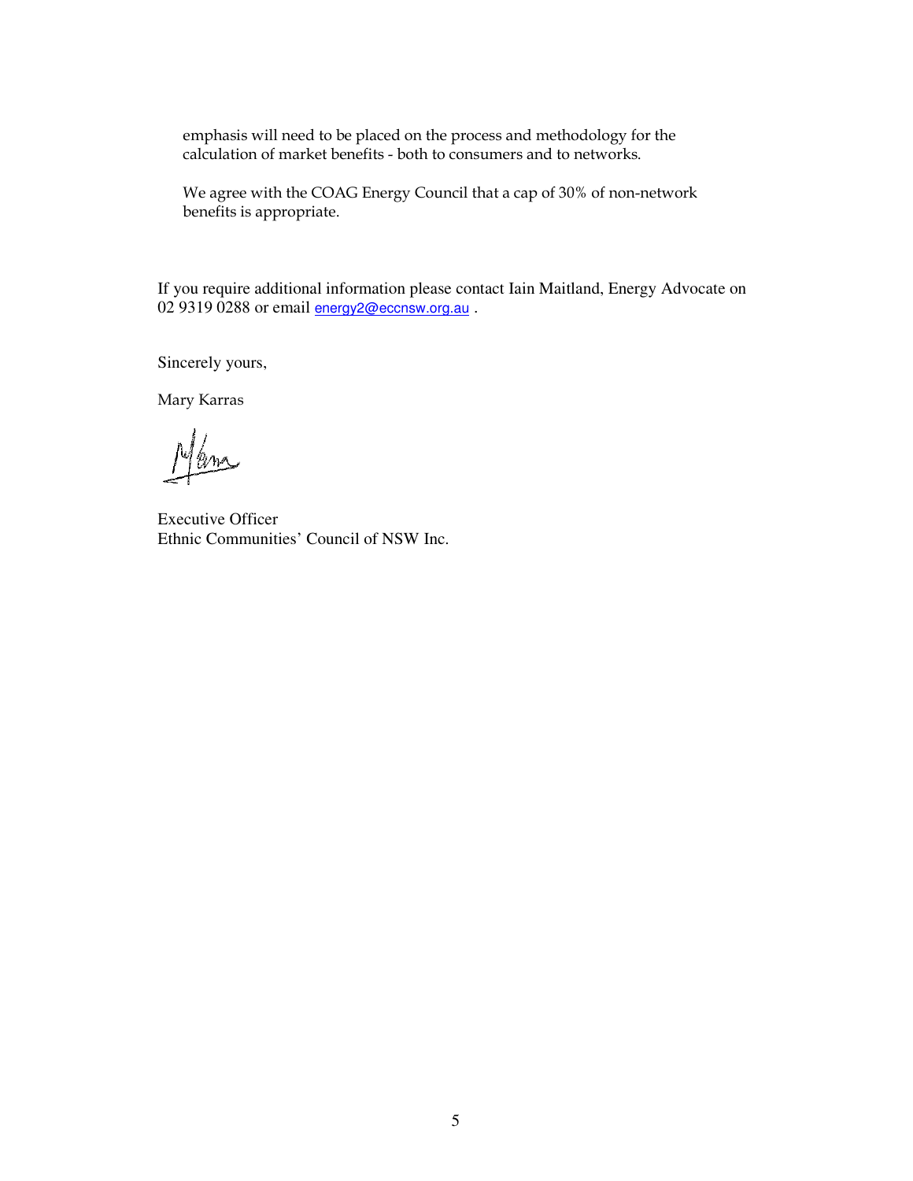emphasis will need to be placed on the process and methodology for the calculation of market benefits - both to consumers and to networks.

We agree with the COAG Energy Council that a cap of 30% of non-network benefits is appropriate.

If you require additional information please contact Iain Maitland, Energy Advocate on 02 9319 0288 or email energy2@eccnsw.org.au .

Sincerely yours,

Mary Karras

Executive Officer
Ethnic Communities' Council of NSW Inc.